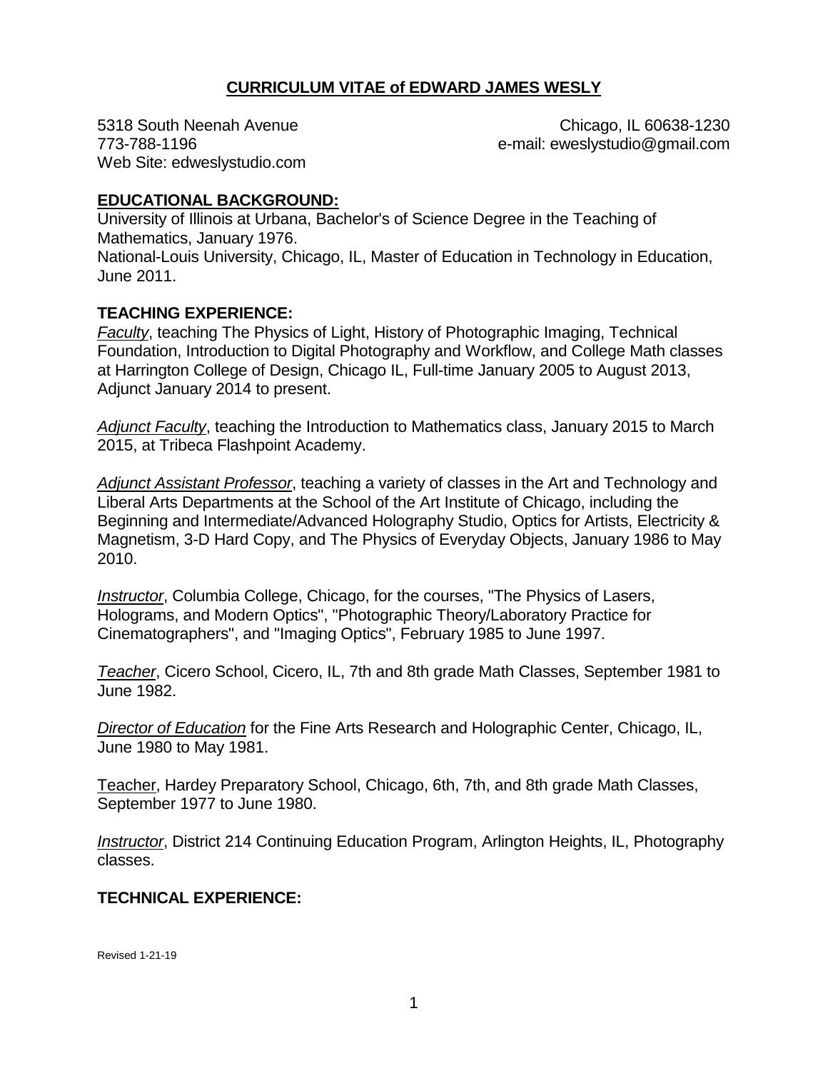# **CURRICULUM VITAE of EDWARD JAMES WESLY**

5318 South Neenah Avenue
Chicago, IL 60638-1230
773-788-1196
e-mail: eweslystudio@gmail.com
Web Site: edweslystudio.com

## **EDUCATIONAL BACKGROUND:**

University of Illinois at Urbana, Bachelor's of Science Degree in the Teaching of Mathematics, January 1976.
National-Louis University, Chicago, IL, Master of Education in Technology in Education, June 2011.

## **TEACHING EXPERIENCE:**

*Faculty*, teaching The Physics of Light, History of Photographic Imaging, Technical Foundation, Introduction to Digital Photography and Workflow, and College Math classes at Harrington College of Design, Chicago IL, Full-time January 2005 to August 2013, Adjunct January 2014 to present.

*Adjunct Faculty*, teaching the Introduction to Mathematics class, January 2015 to March 2015, at Tribeca Flashpoint Academy.

*Adjunct Assistant Professor*, teaching a variety of classes in the Art and Technology and Liberal Arts Departments at the School of the Art Institute of Chicago, including the Beginning and Intermediate/Advanced Holography Studio, Optics for Artists, Electricity & Magnetism, 3-D Hard Copy, and The Physics of Everyday Objects, January 1986 to May 2010.

*Instructor*, Columbia College, Chicago, for the courses, "The Physics of Lasers, Holograms, and Modern Optics", "Photographic Theory/Laboratory Practice for Cinematographers", and "Imaging Optics", February 1985 to June 1997.

*Teacher*, Cicero School, Cicero, IL, 7th and 8th grade Math Classes, September 1981 to June 1982.

*Director of Education* for the Fine Arts Research and Holographic Center, Chicago, IL, June 1980 to May 1981.

Teacher, Hardey Preparatory School, Chicago, 6th, 7th, and 8th grade Math Classes, September 1977 to June 1980.

*Instructor*, District 214 Continuing Education Program, Arlington Heights, IL, Photography classes.

## **TECHNICAL EXPERIENCE:**

Revised 1-21-19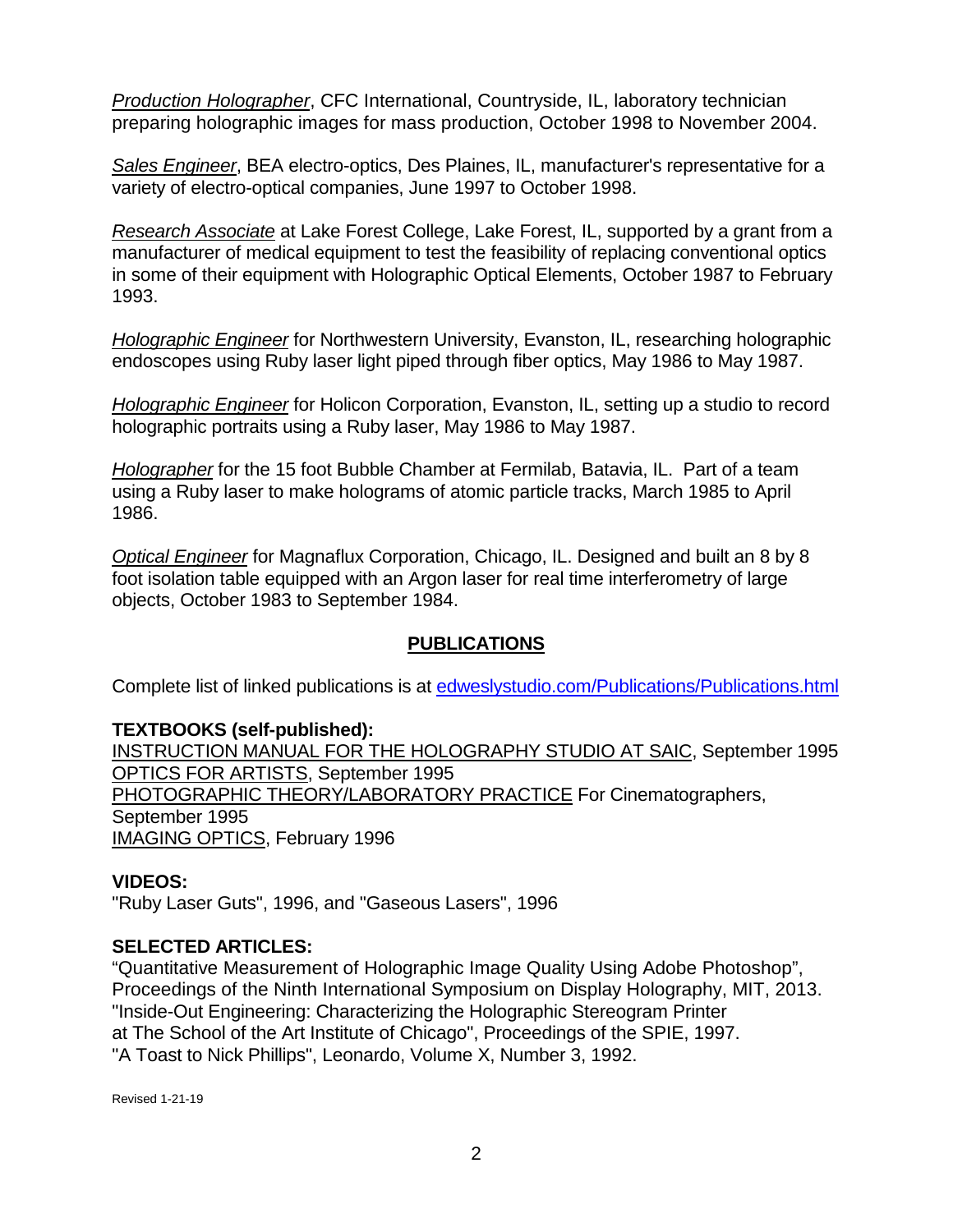*Production Holographer*, CFC International, Countryside, IL, laboratory technician preparing holographic images for mass production, October 1998 to November 2004.

*Sales Engineer*, BEA electro-optics, Des Plaines, IL, manufacturer's representative for a variety of electro-optical companies, June 1997 to October 1998.

*Research Associate* at Lake Forest College, Lake Forest, IL, supported by a grant from a manufacturer of medical equipment to test the feasibility of replacing conventional optics in some of their equipment with Holographic Optical Elements, October 1987 to February 1993.

*Holographic Engineer* for Northwestern University, Evanston, IL, researching holographic endoscopes using Ruby laser light piped through fiber optics, May 1986 to May 1987.

*Holographic Engineer* for Holicon Corporation, Evanston, IL, setting up a studio to record holographic portraits using a Ruby laser, May 1986 to May 1987.

*Holographer* for the 15 foot Bubble Chamber at Fermilab, Batavia, IL. Part of a team using a Ruby laser to make holograms of atomic particle tracks, March 1985 to April 1986.

*Optical Engineer* for Magnaflux Corporation, Chicago, IL. Designed and built an 8 by 8 foot isolation table equipped with an Argon laser for real time interferometry of large objects, October 1983 to September 1984.

## PUBLICATIONS

Complete list of linked publications is at edweslystudio.com/Publications/Publications.html

**TEXTBOOKS (self-published):**
INSTRUCTION MANUAL FOR THE HOLOGRAPHY STUDIO AT SAIC, September 1995
OPTICS FOR ARTISTS, September 1995
PHOTOGRAPHIC THEORY/LABORATORY PRACTICE For Cinematographers, September 1995
IMAGING OPTICS, February 1996

**VIDEOS:**
"Ruby Laser Guts", 1996, and "Gaseous Lasers", 1996

**SELECTED ARTICLES:**
"Quantitative Measurement of Holographic Image Quality Using Adobe Photoshop", Proceedings of the Ninth International Symposium on Display Holography, MIT, 2013.
"Inside-Out Engineering: Characterizing the Holographic Stereogram Printer at The School of the Art Institute of Chicago", Proceedings of the SPIE, 1997.
"A Toast to Nick Phillips", Leonardo, Volume X, Number 3, 1992.

Revised 1-21-19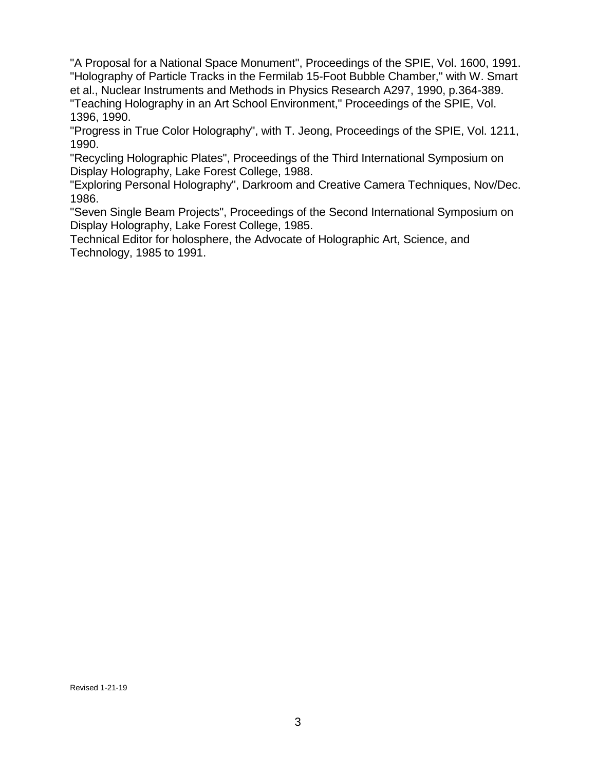"A Proposal for a National Space Monument", Proceedings of the SPIE, Vol. 1600, 1991.
"Holography of Particle Tracks in the Fermilab 15-Foot Bubble Chamber," with W. Smart et al., Nuclear Instruments and Methods in Physics Research A297, 1990, p.364-389.
"Teaching Holography in an Art School Environment," Proceedings of the SPIE, Vol. 1396, 1990.
"Progress in True Color Holography", with T. Jeong, Proceedings of the SPIE, Vol. 1211, 1990.
"Recycling Holographic Plates", Proceedings of the Third International Symposium on Display Holography, Lake Forest College, 1988.
"Exploring Personal Holography", Darkroom and Creative Camera Techniques, Nov/Dec. 1986.
"Seven Single Beam Projects", Proceedings of the Second International Symposium on Display Holography, Lake Forest College, 1985.
Technical Editor for holosphere, the Advocate of Holographic Art, Science, and Technology, 1985 to 1991.

Revised 1-21-19